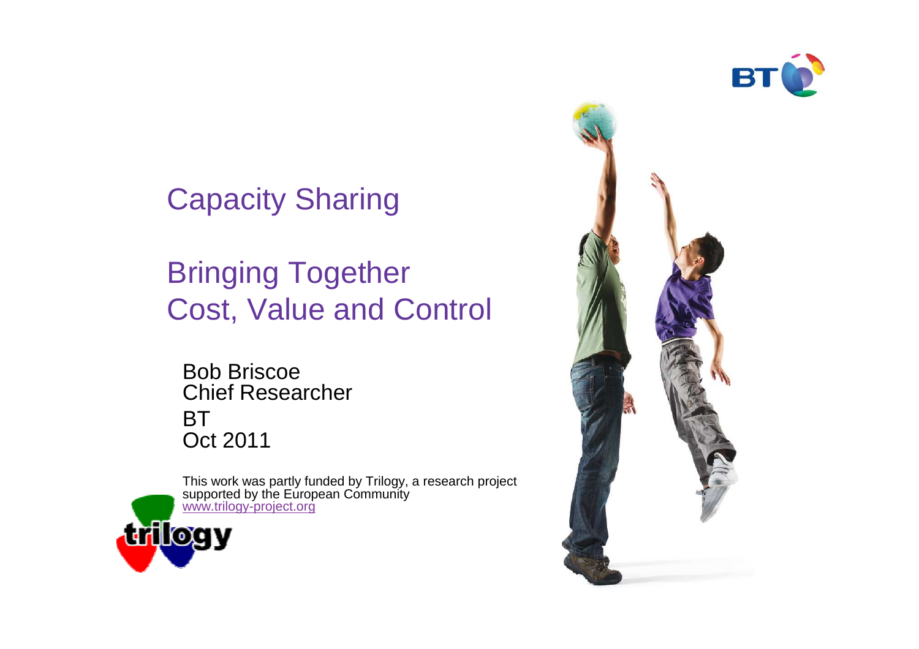# Capacity Sharing

## Bringing Together Cost, Value and Control

Bob Briscoe
Chief Researcher
BT
Oct 2011

This work was partly funded by Trilogy, a research project supported by the European Community
www.trilogy-project.org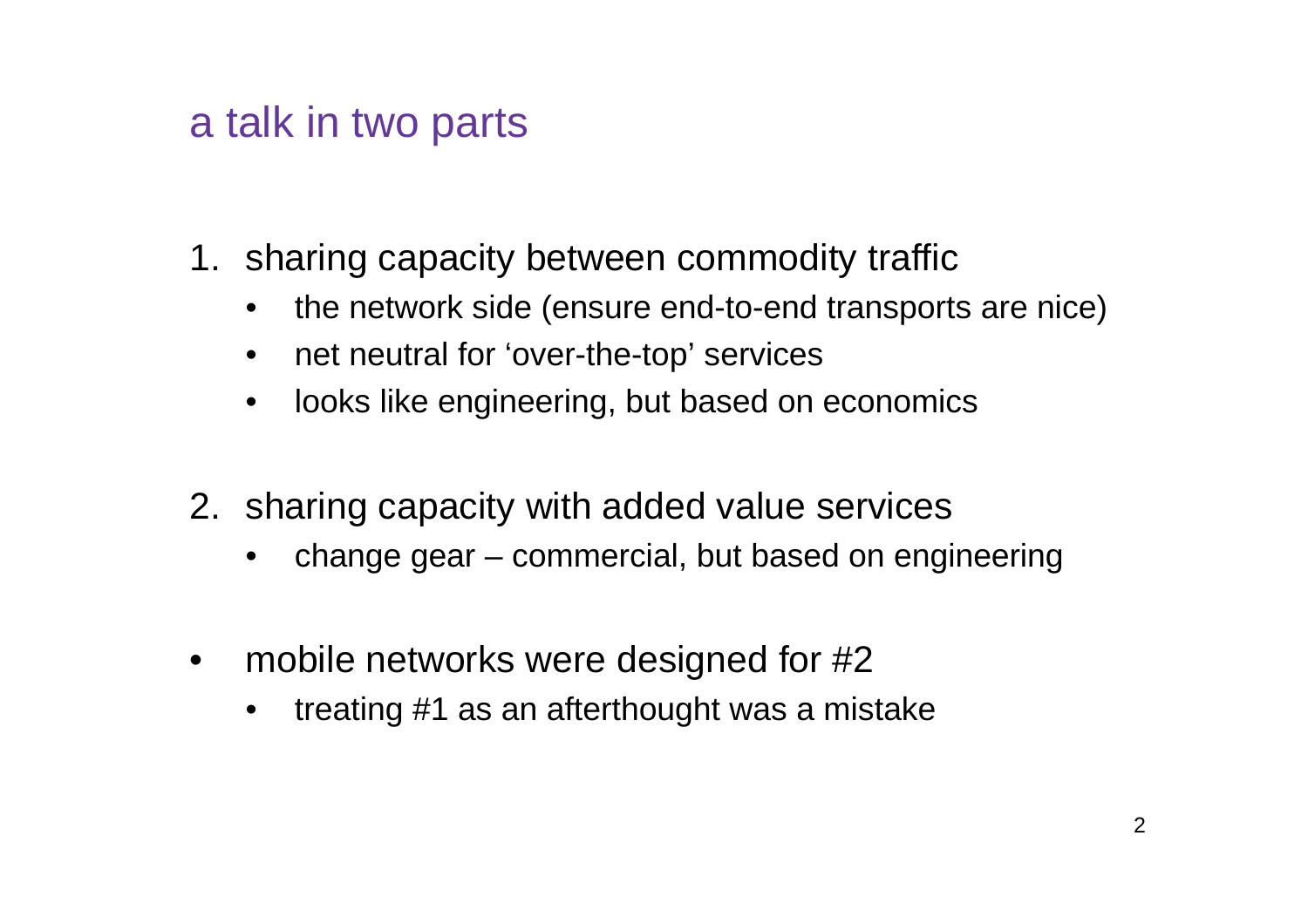# a talk in two parts

1. sharing capacity between commodity traffic
   - the network side (ensure end-to-end transports are nice)
   - net neutral for ‘over-the-top’ services
   - looks like engineering, but based on economics

2. sharing capacity with added value services
   - change gear – commercial, but based on engineering

- mobile networks were designed for #2
  - treating #1 as an afterthought was a mistake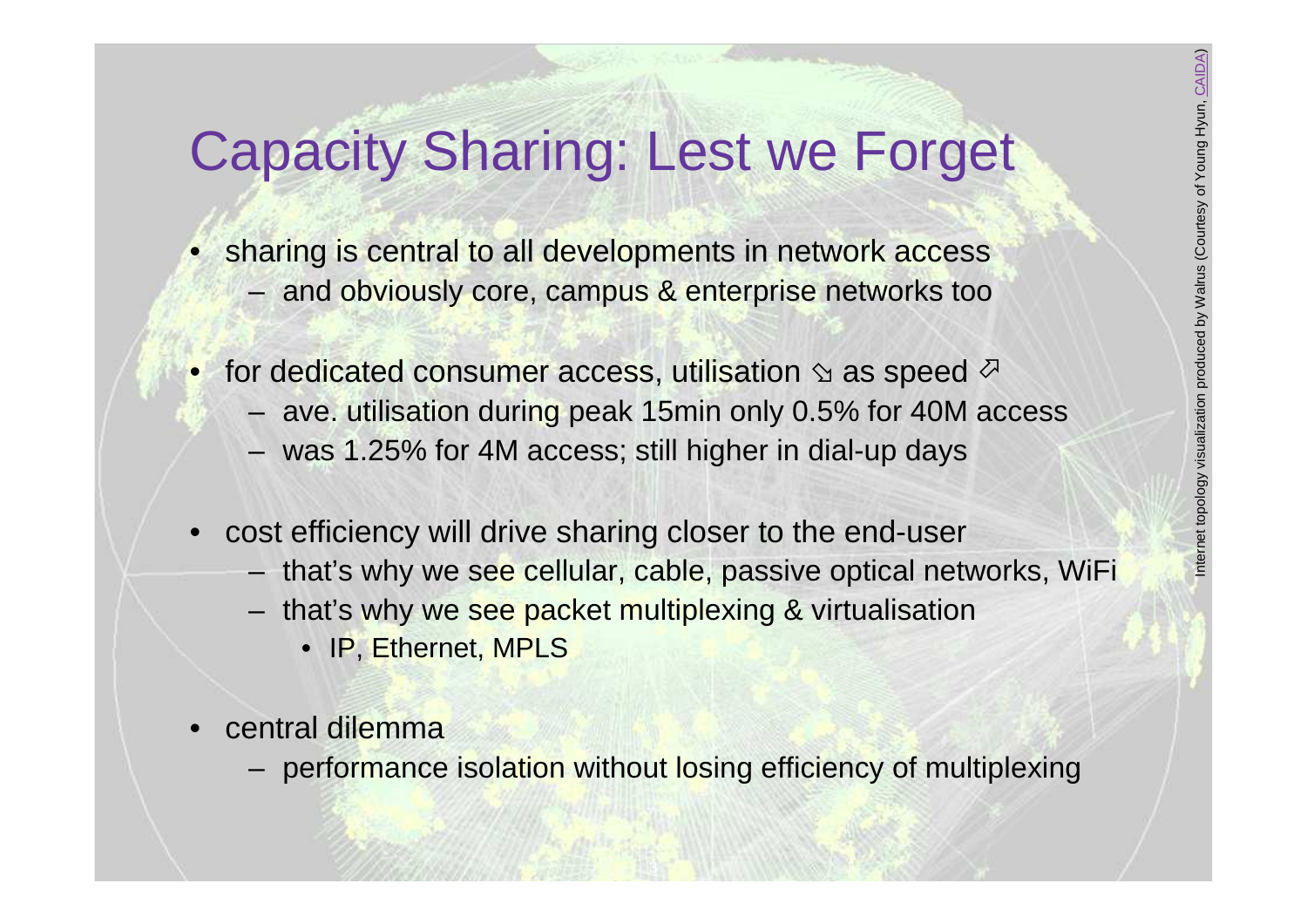# Capacity Sharing: Lest we Forget

- sharing is central to all developments in network access
  - and obviously core, campus & enterprise networks too
- for dedicated consumer access, utilisation ⇘ as speed ⇗
  - ave. utilisation during peak 15min only 0.5% for 40M access
  - was 1.25% for 4M access; still higher in dial-up days
- cost efficiency will drive sharing closer to the end-user
  - that's why we see cellular, cable, passive optical networks, WiFi
  - that's why we see packet multiplexing & virtualisation
    - IP, Ethernet, MPLS
- central dilemma
  - performance isolation without losing efficiency of multiplexing

Internet topology visualization produced by Walrus (Courtesy of Young Hyun, CAIDA)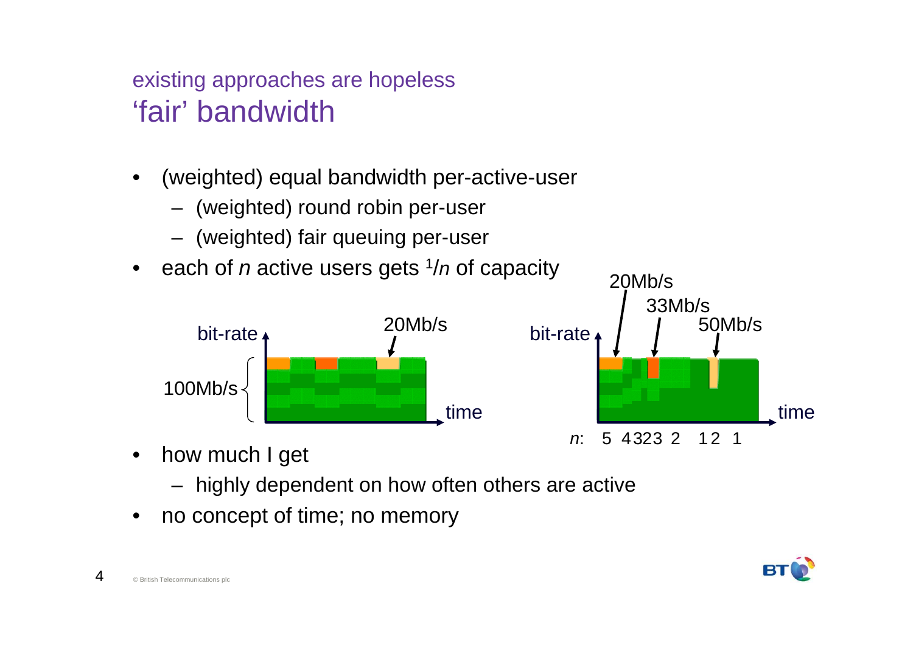existing approaches are hopeless

# 'fair' bandwidth

- (weighted) equal bandwidth per-active-user
  - (weighted) round robin per-user
  - (weighted) fair queuing per-user
- each of $n$ active users gets $^1/_n$ of capacity

bit-rate 100Mb/s 20Mb/s time

bit-rate 20Mb/s 33Mb/s 50Mb/s time

$n$: 5 4323 2 12 1

- how much I get
  - highly dependent on how often others are active
- no concept of time; no memory

© British Telecommunications plc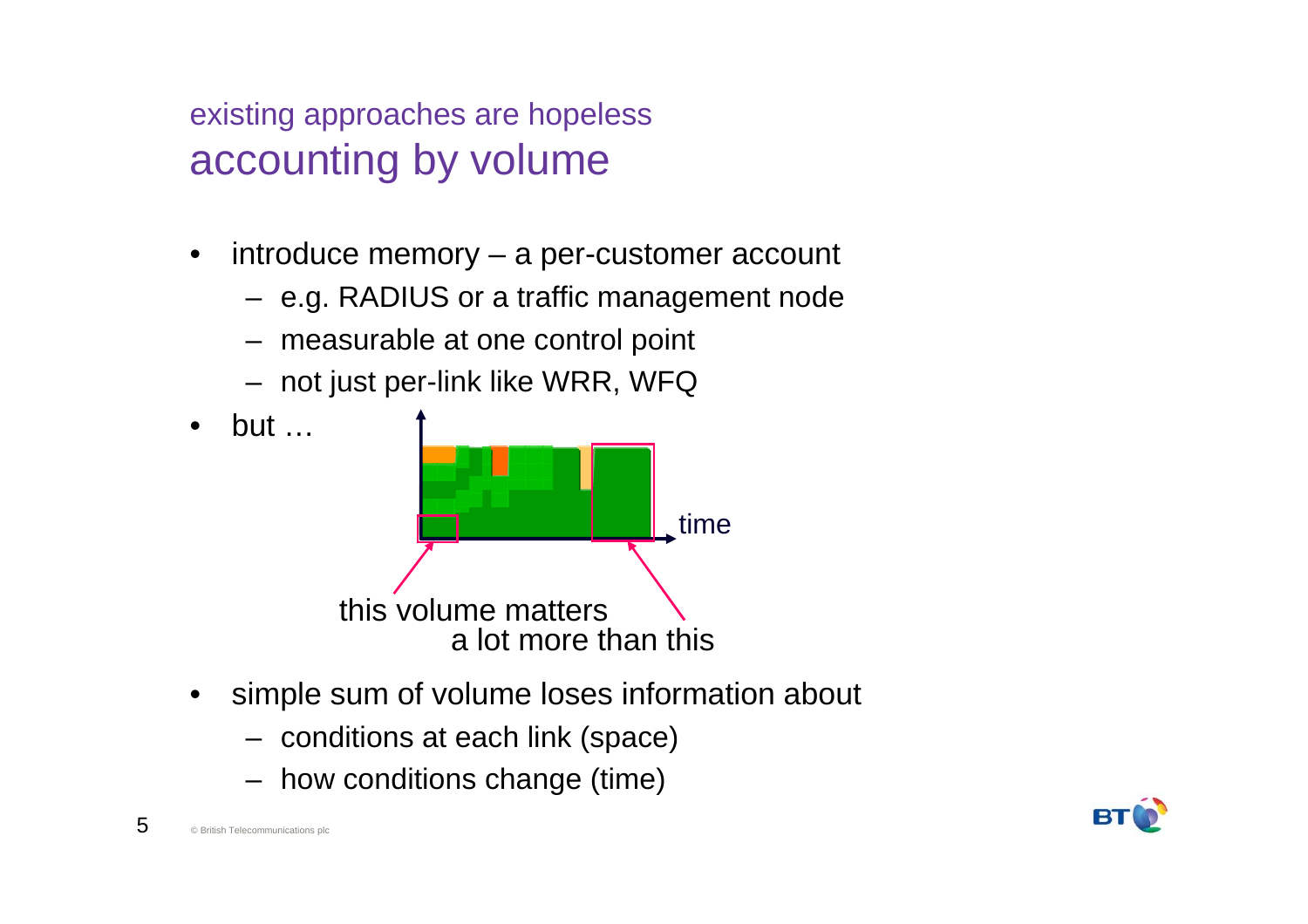existing approaches are hopeless

# accounting by volume

- introduce memory – a per-customer account
  - e.g. RADIUS or a traffic management node
  - measurable at one control point
  - not just per-link like WRR, WFQ
- but …

time

this volume matters
a lot more than this

- simple sum of volume loses information about
  - conditions at each link (space)
  - how conditions change (time)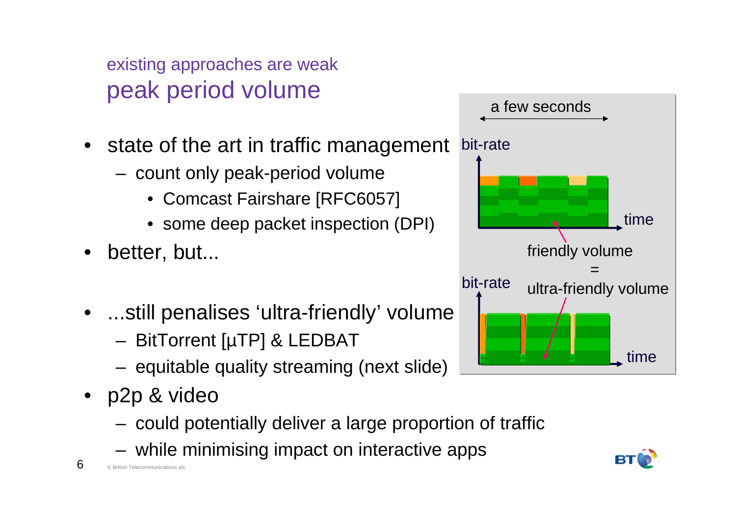existing approaches are weak

# peak period volume

- state of the art in traffic management
  - count only peak-period volume
    - Comcast Fairshare [RFC6057]
    - some deep packet inspection (DPI)
- better, but...
- ...still penalises ‘ultra-friendly’ volume
  - BitTorrent [µTP] & LEDBAT
  - equitable quality streaming (next slide)
- p2p & video
  - could potentially deliver a large proportion of traffic
  - while minimising impact on interactive apps

a few seconds

bit-rate

time

friendly volume
=
ultra-friendly volume

bit-rate

time

© British Telecommunications plc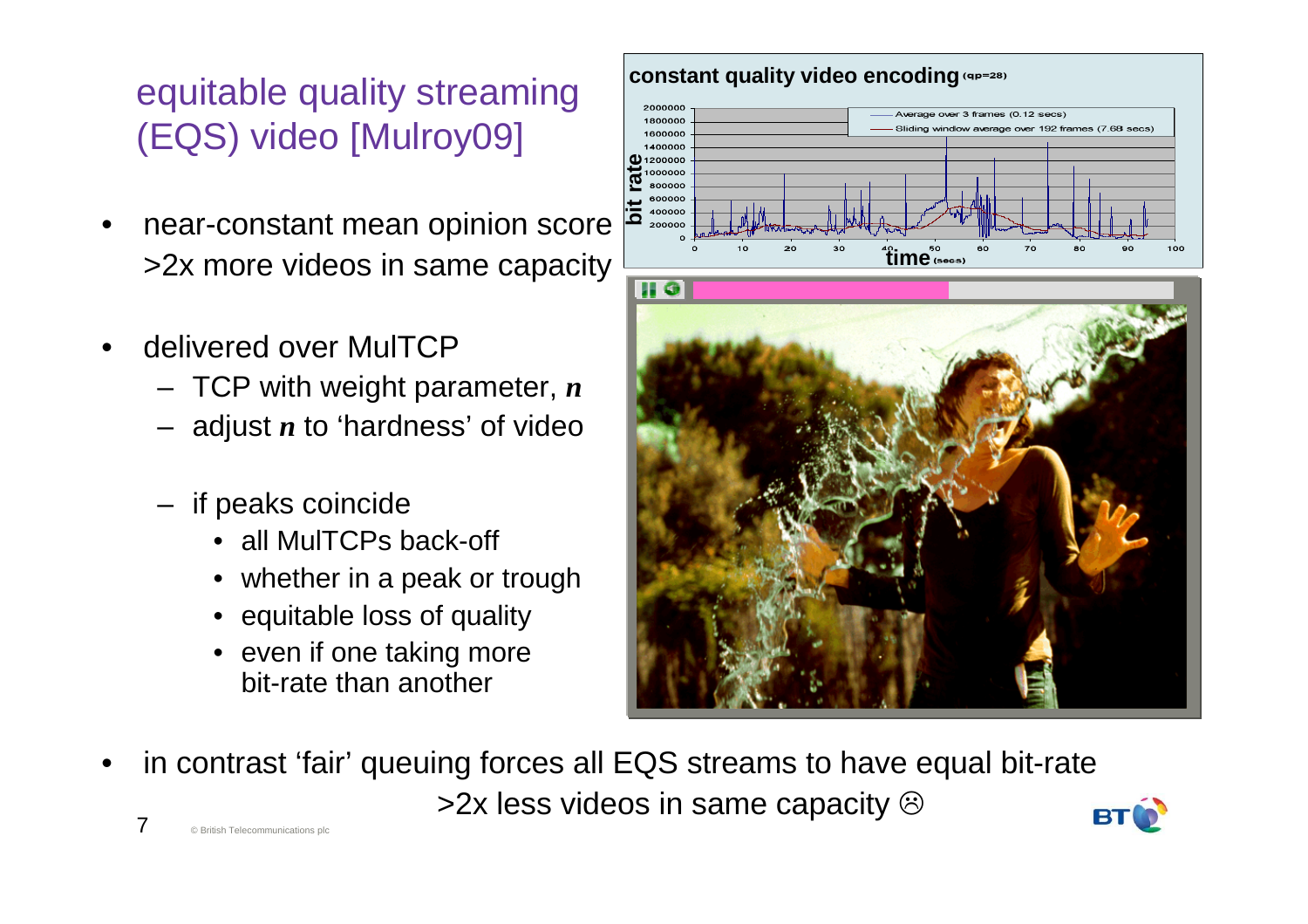## equitable quality streaming (EQS) video [Mulroy09]

- near-constant mean opinion score >2x more videos in same capacity
- delivered over MulTCP
  - TCP with weight parameter, ***n***
  - adjust ***n*** to 'hardness' of video
  - if peaks coincide
    - all MulTCPs back-off
    - whether in a peak or trough
    - equitable loss of quality
    - even if one taking more bit-rate than another

**constant quality video encoding** (qp=28)

bit rate

2000000
1800000
1600000
1400000
1200000
1000000
800000
600000
400000
200000
0

Average over 3 frames (0.12 secs)
Sliding window average over 192 frames (7.68 secs)

0 10 20 30 40 50 60 70 80 90 100

time (secs)

- in contrast 'fair' queuing forces all EQS streams to have equal bit-rate >2x less videos in same capacity ☹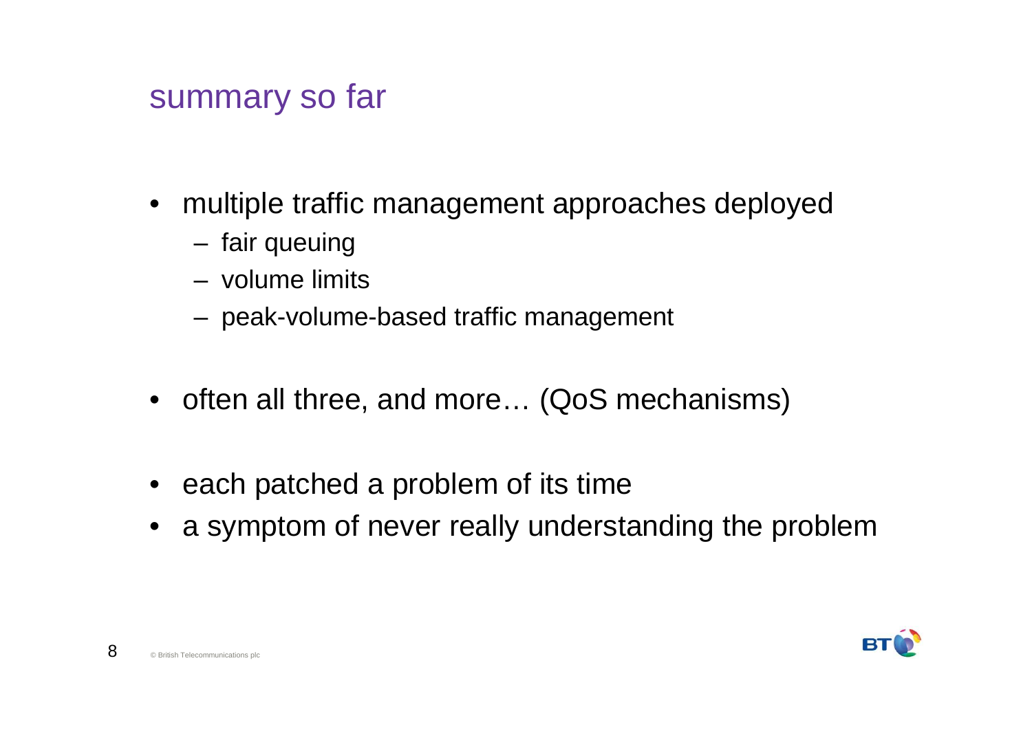# summary so far

- multiple traffic management approaches deployed
  - fair queuing
  - volume limits
  - peak-volume-based traffic management

- often all three, and more… (QoS mechanisms)

- each patched a problem of its time
- a symptom of never really understanding the problem

© British Telecommunications plc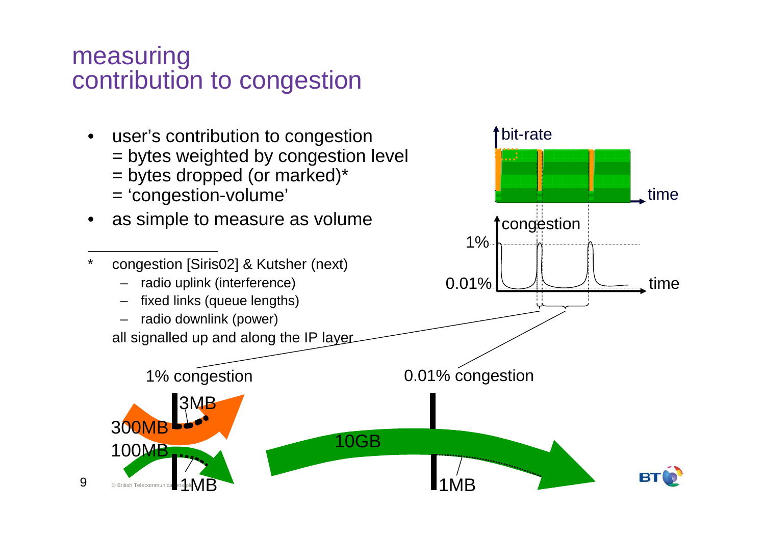# measuring contribution to congestion

- user's contribution to congestion
  = bytes weighted by congestion level
  = bytes dropped (or marked)*
  = 'congestion-volume'
- as simple to measure as volume

---

\* congestion [Siris02] & Kutsher (next)
- radio uplink (interference)
- fixed links (queue lengths)
- radio downlink (power)

all signalled up and along the IP layer

bit-rate
time
congestion
1%
0.01%
time

1% congestion
3MB
300MB
100MB
1MB

0.01% congestion
10GB
1MB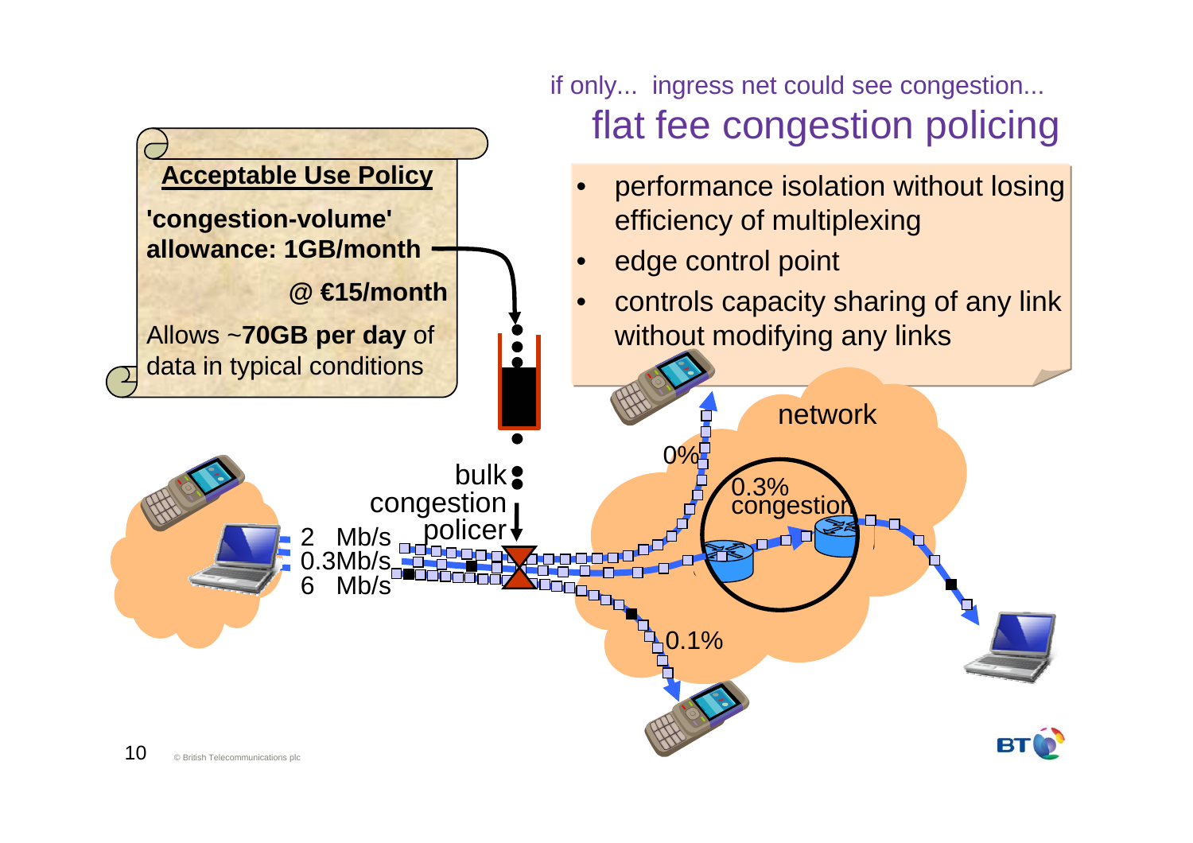if only... ingress net could see congestion...

# flat fee congestion policing

- performance isolation without losing efficiency of multiplexing
- edge control point
- controls capacity sharing of any link without modifying any links

**Acceptable Use Policy**

**'congestion-volume' allowance: 1GB/month**

**@ €15/month**

Allows ~**70GB per day** of data in typical conditions

bulk congestion policer

2 Mb/s
0.3Mb/s
6 Mb/s

network

0%

0.3% congestion

0.1%

© British Telecommunications plc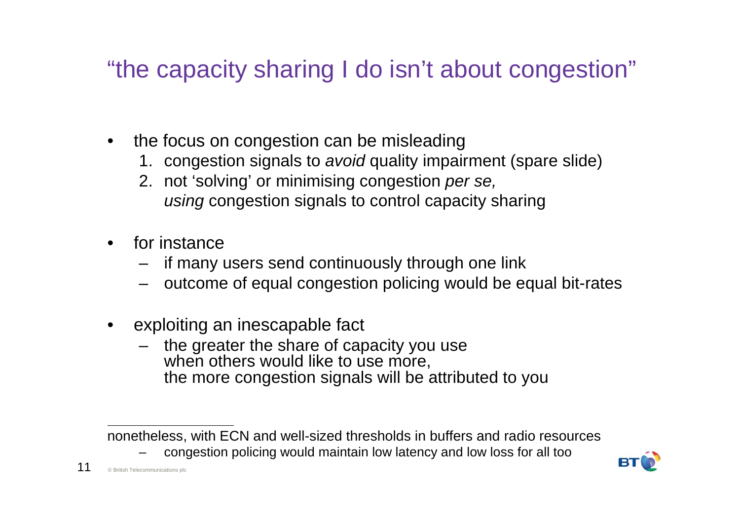# "the capacity sharing I do isn't about congestion"

- the focus on congestion can be misleading
  1. congestion signals to *avoid* quality impairment (spare slide)
  2. not 'solving' or minimising congestion *per se,*
     *using* congestion signals to control capacity sharing
- for instance
  - if many users send continuously through one link
  - outcome of equal congestion policing would be equal bit-rates
- exploiting an inescapable fact
  - the greater the share of capacity you use
    when others would like to use more,
    the more congestion signals will be attributed to you

---

nonetheless, with ECN and well-sized thresholds in buffers and radio resources

- congestion policing would maintain low latency and low loss for all too

© British Telecommunications plc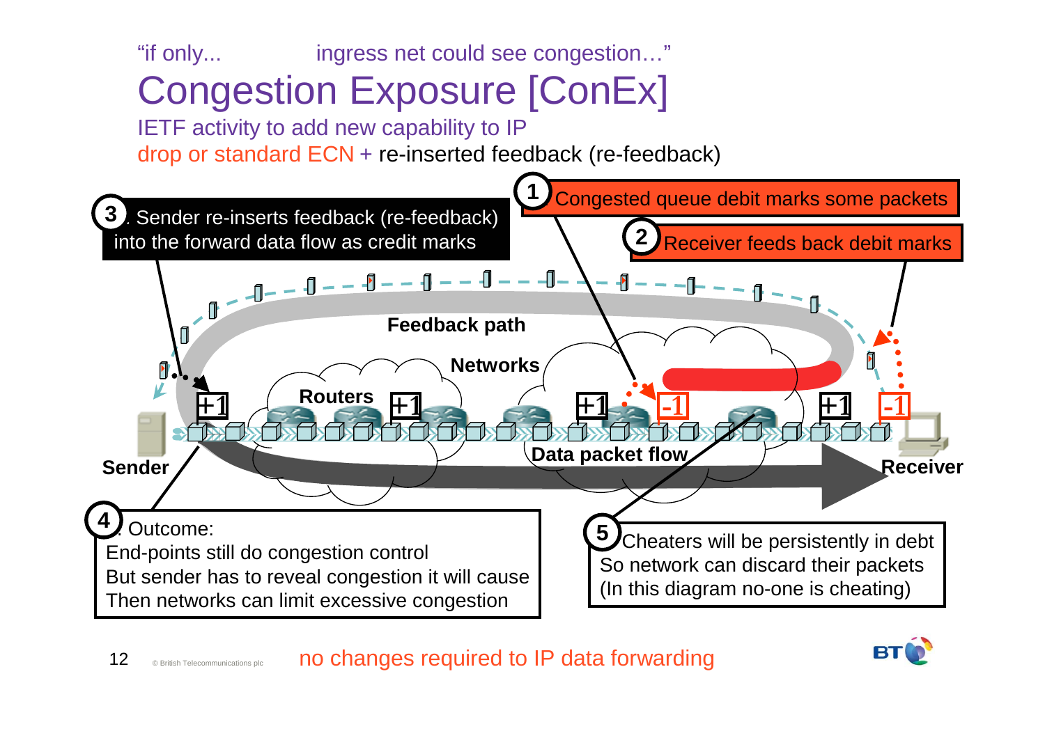"if only... ingress net could see congestion…"

# Congestion Exposure [ConEx]

IETF activity to add new capability to IP

drop or standard ECN + re-inserted feedback (re-feedback)

1. Congested queue debit marks some packets
2. Receiver feeds back debit marks
3. Sender re-inserts feedback (re-feedback) into the forward data flow as credit marks
4. Outcome:
   End-points still do congestion control
   But sender has to reveal congestion it will cause
   Then networks can limit excessive congestion
5. Cheaters will be persistently in debt
   So network can discard their packets
   (In this diagram no-one is cheating)

Feedback path

Networks

Routers

Data packet flow

Sender

Receiver

+1 +1 +1 -1 +1 -1

no changes required to IP data forwarding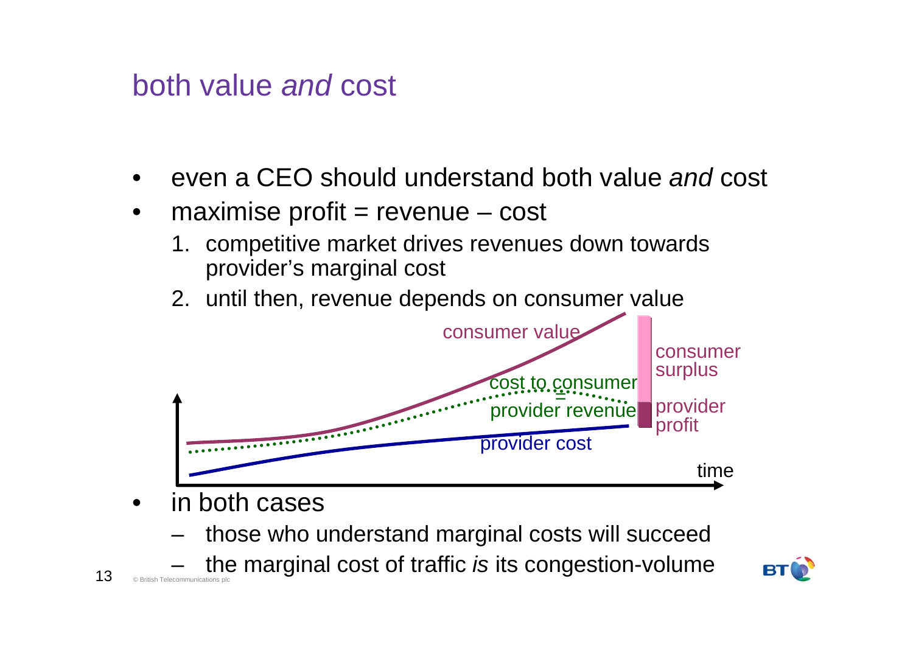# both value *and* cost

- even a CEO should understand both value *and* cost
- maximise profit = revenue – cost
  1. competitive market drives revenues down towards provider's marginal cost
  2. until then, revenue depends on consumer value

consumer value

cost to consumer = provider revenue

provider cost

consumer surplus

provider profit

time

- in both cases
  - those who understand marginal costs will succeed
  - the marginal cost of traffic *is* its congestion-volume

© British Telecommunications plc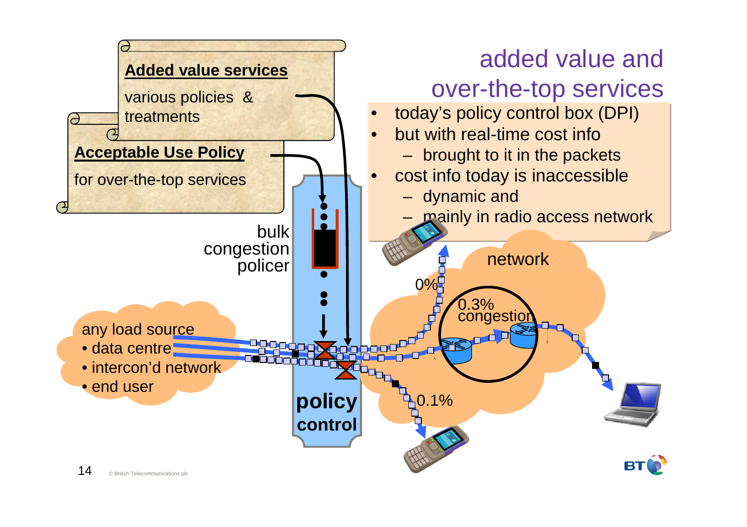# added value and over-the-top services

- today's policy control box (DPI)
- but with real-time cost info
  - brought to it in the packets
- cost info today is inaccessible
  - dynamic and
  - mainly in radio access network

**Added value services**

various policies & treatments

**Acceptable Use Policy**

for over-the-top services

bulk congestion policer

policy control

any load source
- data centre
- intercon'd network
- end user

network

0%

0.3% congestion

0.1%

© British Telecommunications plc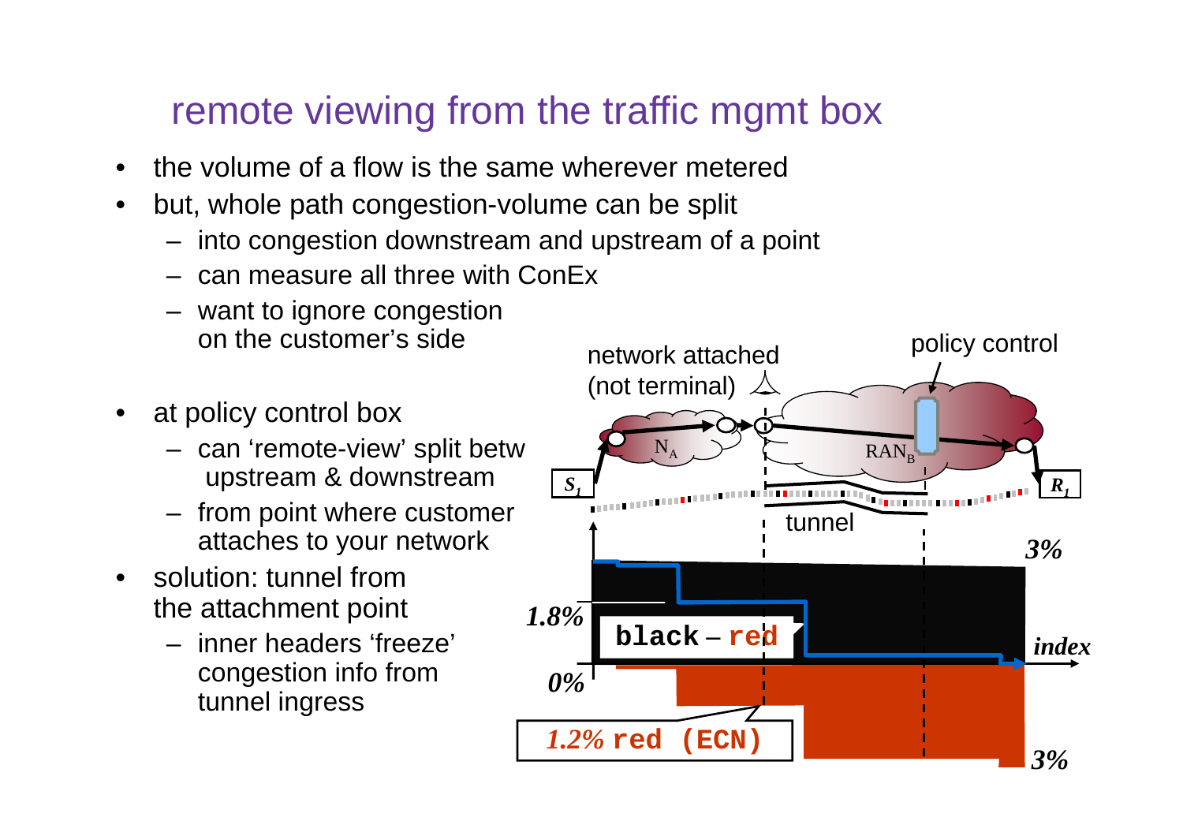# remote viewing from the traffic mgmt box

- the volume of a flow is the same wherever metered
- but, whole path congestion-volume can be split
  - into congestion downstream and upstream of a point
  - can measure all three with ConEx
  - want to ignore congestion on the customer's side
- at policy control box
  - can 'remote-view' split betw upstream & downstream
  - from point where customer attaches to your network
- solution: tunnel from the attachment point
  - inner headers 'freeze' congestion info from tunnel ingress

network attached (not terminal)

policy control

$N_A$

$RAN_B$

$S_1$

$R_1$

tunnel

3%

1.8%

black – red

index

0%

1.2% red (ECN)

3%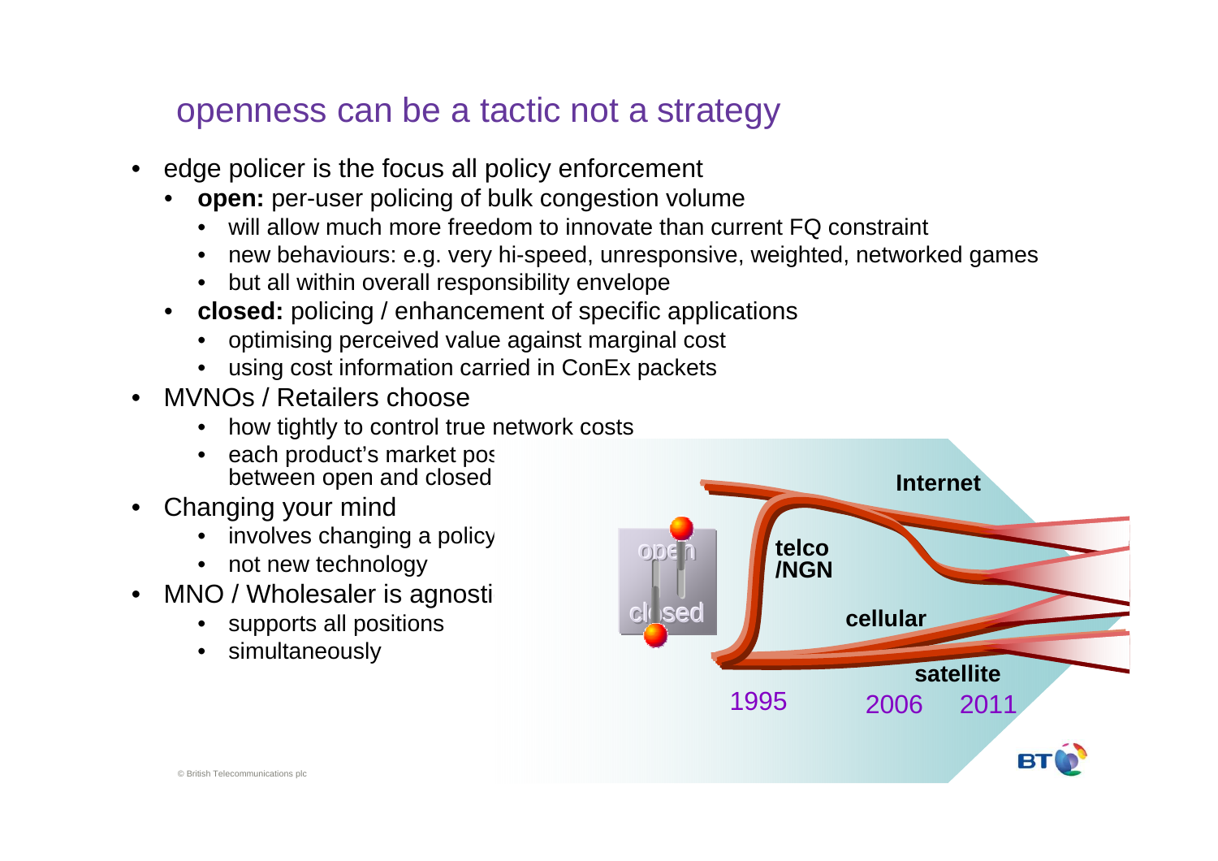## openness can be a tactic not a strategy

- edge policer is the focus all policy enforcement
  - **open:** per-user policing of bulk congestion volume
    - will allow much more freedom to innovate than current FQ constraint
    - new behaviours: e.g. very hi-speed, unresponsive, weighted, networked games
    - but all within overall responsibility envelope
  - **closed:** policing / enhancement of specific applications
    - optimising perceived value against marginal cost
    - using cost information carried in ConEx packets
- MVNOs / Retailers choose
  - how tightly to control true network costs
  - each product's market pos between open and closed
- Changing your mind
  - involves changing a policy
  - not new technology
- MNO / Wholesaler is agnosti
  - supports all positions
  - simultaneously

open

closed

Internet

telco /NGN

cellular

satellite

1995

2006

2011

© British Telecommunications plc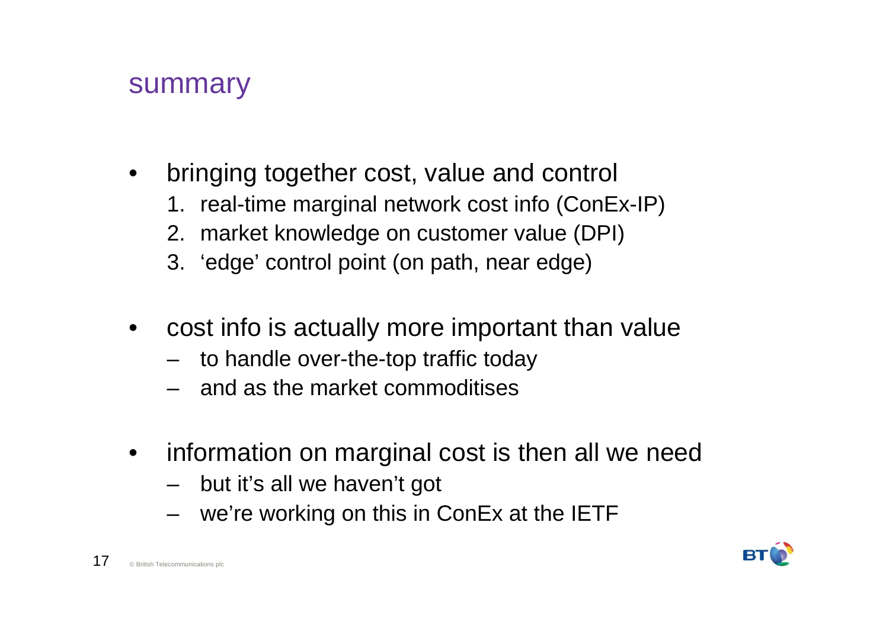# summary

- bringing together cost, value and control
  1. real-time marginal network cost info (ConEx-IP)
  2. market knowledge on customer value (DPI)
  3. 'edge' control point (on path, near edge)

- cost info is actually more important than value
  - to handle over-the-top traffic today
  - and as the market commoditises

- information on marginal cost is then all we need
  - but it's all we haven't got
  - we're working on this in ConEx at the IETF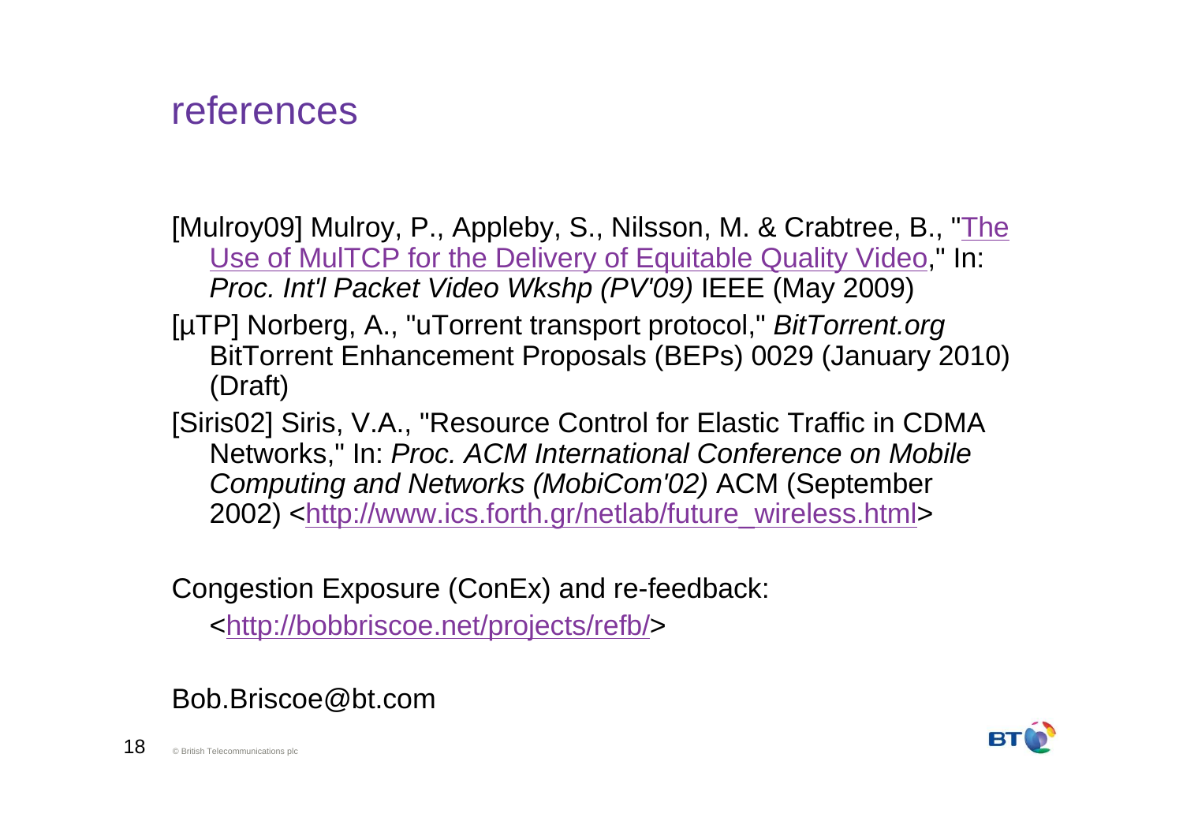# references

[Mulroy09] Mulroy, P., Appleby, S., Nilsson, M. & Crabtree, B., "The Use of MulTCP for the Delivery of Equitable Quality Video," In: *Proc. Int'l Packet Video Wkshp (PV'09)* IEEE (May 2009)

[µTP] Norberg, A., "uTorrent transport protocol," *BitTorrent.org* BitTorrent Enhancement Proposals (BEPs) 0029 (January 2010) (Draft)

[Siris02] Siris, V.A., "Resource Control for Elastic Traffic in CDMA Networks," In: *Proc. ACM International Conference on Mobile Computing and Networks (MobiCom'02)* ACM (September 2002) <http://www.ics.forth.gr/netlab/future_wireless.html>

Congestion Exposure (ConEx) and re-feedback:

<http://bobbriscoe.net/projects/refb/>

Bob.Briscoe@bt.com

© British Telecommunications plc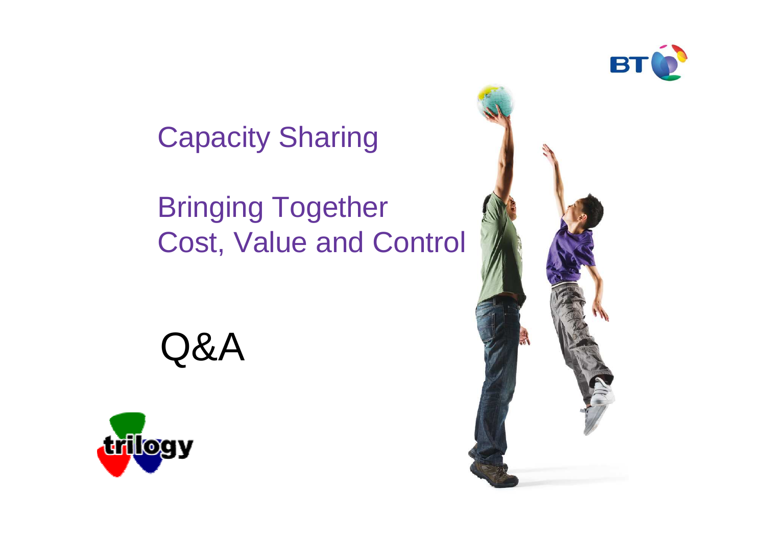# Capacity Sharing

## Bringing Together Cost, Value and Control

# Q&A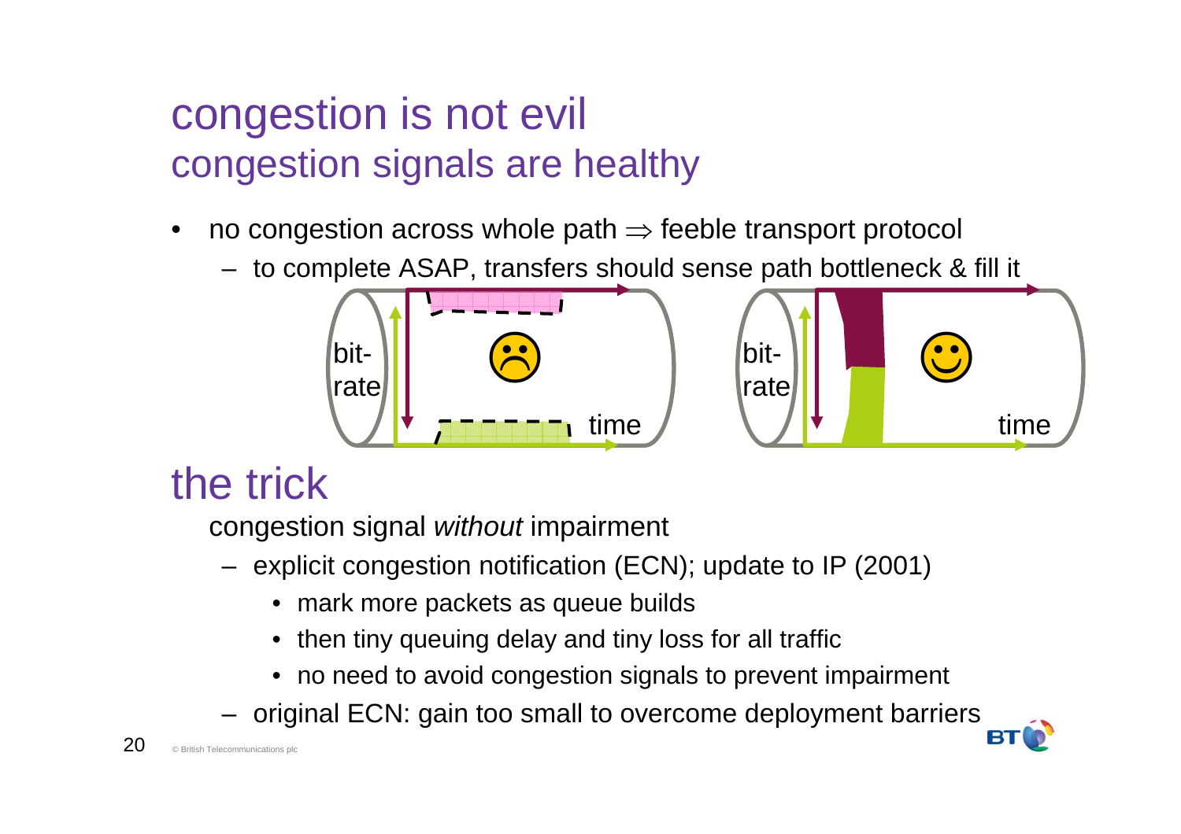# congestion is not evil

## congestion signals are healthy

- no congestion across whole path ⇒ feeble transport protocol
  - to complete ASAP, transfers should sense path bottleneck & fill it

bit-rate

time

bit-rate

time

# the trick

congestion signal *without* impairment

- explicit congestion notification (ECN); update to IP (2001)
  - mark more packets as queue builds
  - then tiny queuing delay and tiny loss for all traffic
  - no need to avoid congestion signals to prevent impairment
- original ECN: gain too small to overcome deployment barriers